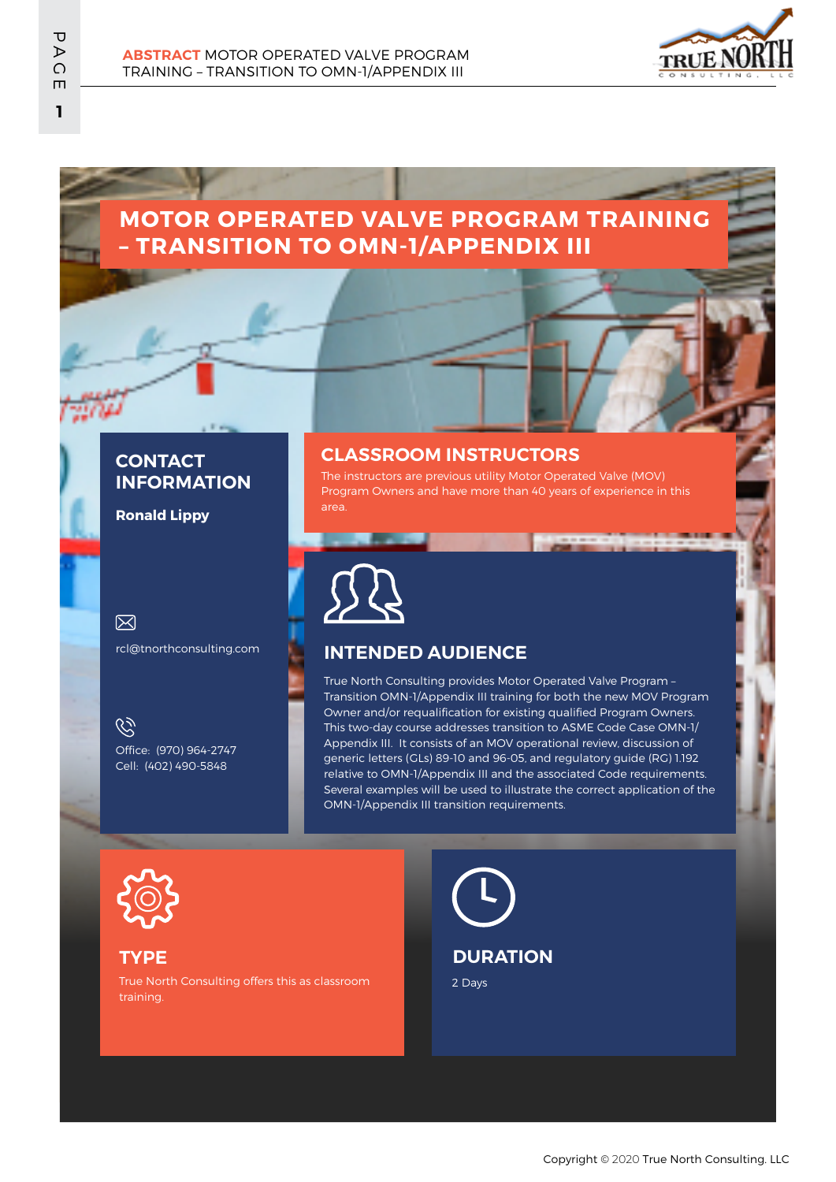# MOTOR OPERATED VALVE PROGRAM TRAINING – TRANSITION TO OMN-1/APPENDIX III

## CONTACT INFORMATION

**Ronald Lippy**

rcl@tnorthconsulting.com

Office: (970) 964-2747
Cell: (402) 490-5848

## CLASSROOM INSTRUCTORS

The instructors are previous utility Motor Operated Valve (MOV) Program Owners and have more than 40 years of experience in this area.

## INTENDED AUDIENCE

True North Consulting provides Motor Operated Valve Program – Transition OMN-1/Appendix III training for both the new MOV Program Owner and/or requalification for existing qualified Program Owners. This two-day course addresses transition to ASME Code Case OMN-1/ Appendix III. It consists of an MOV operational review, discussion of generic letters (GLs) 89-10 and 96-05, and regulatory guide (RG) 1.192 relative to OMN-1/Appendix III and the associated Code requirements. Several examples will be used to illustrate the correct application of the OMN-1/Appendix III transition requirements.

## TYPE

True North Consulting offers this as classroom training.

## DURATION

2 Days

Copyright © 2020 True North Consulting, LLC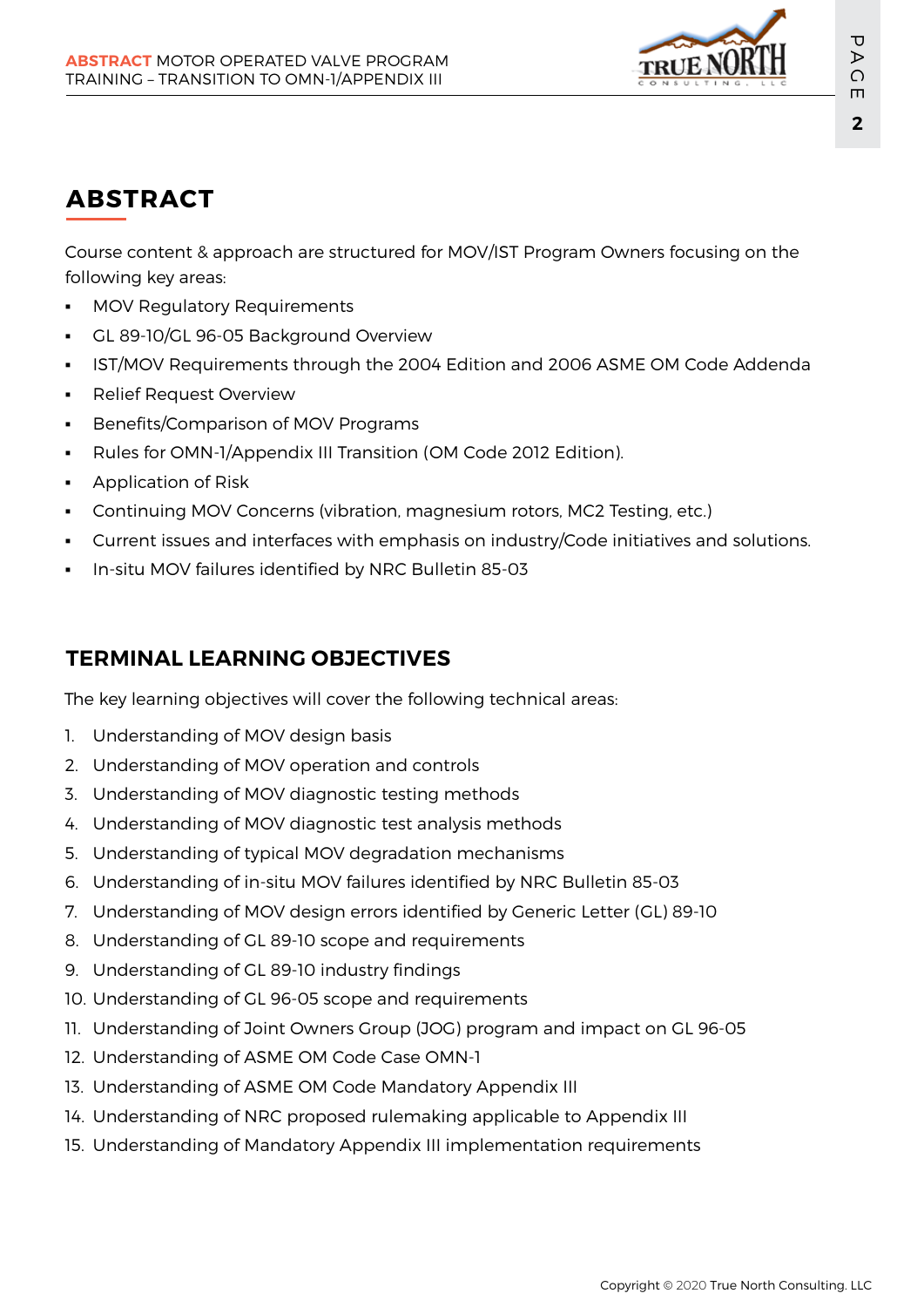## ABSTRACT

Course content & approach are structured for MOV/IST Program Owners focusing on the following key areas:

- MOV Regulatory Requirements
- GL 89-10/GL 96-05 Background Overview
- IST/MOV Requirements through the 2004 Edition and 2006 ASME OM Code Addenda
- Relief Request Overview
- Benefits/Comparison of MOV Programs
- Rules for OMN-1/Appendix III Transition (OM Code 2012 Edition).
- Application of Risk
- Continuing MOV Concerns (vibration, magnesium rotors, MC2 Testing, etc.)
- Current issues and interfaces with emphasis on industry/Code initiatives and solutions.
- In-situ MOV failures identified by NRC Bulletin 85-03

### TERMINAL LEARNING OBJECTIVES

The key learning objectives will cover the following technical areas:

1. Understanding of MOV design basis
2. Understanding of MOV operation and controls
3. Understanding of MOV diagnostic testing methods
4. Understanding of MOV diagnostic test analysis methods
5. Understanding of typical MOV degradation mechanisms
6. Understanding of in-situ MOV failures identified by NRC Bulletin 85-03
7. Understanding of MOV design errors identified by Generic Letter (GL) 89-10
8. Understanding of GL 89-10 scope and requirements
9. Understanding of GL 89-10 industry findings
10. Understanding of GL 96-05 scope and requirements
11. Understanding of Joint Owners Group (JOG) program and impact on GL 96-05
12. Understanding of ASME OM Code Case OMN-1
13. Understanding of ASME OM Code Mandatory Appendix III
14. Understanding of NRC proposed rulemaking applicable to Appendix III
15. Understanding of Mandatory Appendix III implementation requirements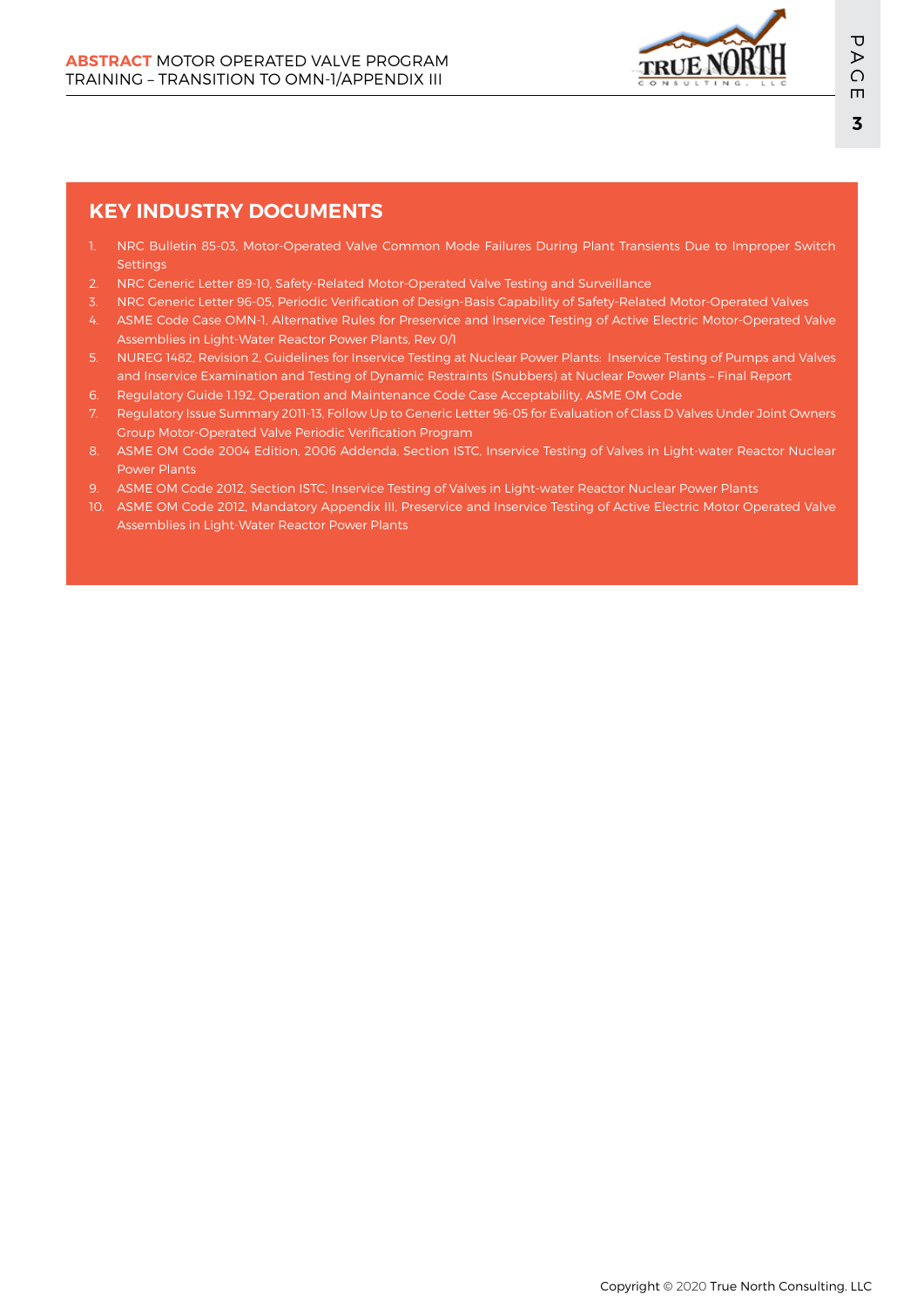## KEY INDUSTRY DOCUMENTS

1. NRC Bulletin 85-03, Motor-Operated Valve Common Mode Failures During Plant Transients Due to Improper Switch Settings
2. NRC Generic Letter 89-10, Safety-Related Motor-Operated Valve Testing and Surveillance
3. NRC Generic Letter 96-05, Periodic Verification of Design-Basis Capability of Safety-Related Motor-Operated Valves
4. ASME Code Case OMN-1, Alternative Rules for Preservice and Inservice Testing of Active Electric Motor-Operated Valve Assemblies in Light-Water Reactor Power Plants, Rev 0/1
5. NUREG 1482, Revision 2, Guidelines for Inservice Testing at Nuclear Power Plants: Inservice Testing of Pumps and Valves and Inservice Examination and Testing of Dynamic Restraints (Snubbers) at Nuclear Power Plants – Final Report
6. Regulatory Guide 1.192, Operation and Maintenance Code Case Acceptability, ASME OM Code
7. Regulatory Issue Summary 2011-13, Follow Up to Generic Letter 96-05 for Evaluation of Class D Valves Under Joint Owners Group Motor-Operated Valve Periodic Verification Program
8. ASME OM Code 2004 Edition, 2006 Addenda, Section ISTC, Inservice Testing of Valves in Light-water Reactor Nuclear Power Plants
9. ASME OM Code 2012, Section ISTC, Inservice Testing of Valves in Light-water Reactor Nuclear Power Plants
10. ASME OM Code 2012, Mandatory Appendix III, Preservice and Inservice Testing of Active Electric Motor Operated Valve Assemblies in Light-Water Reactor Power Plants